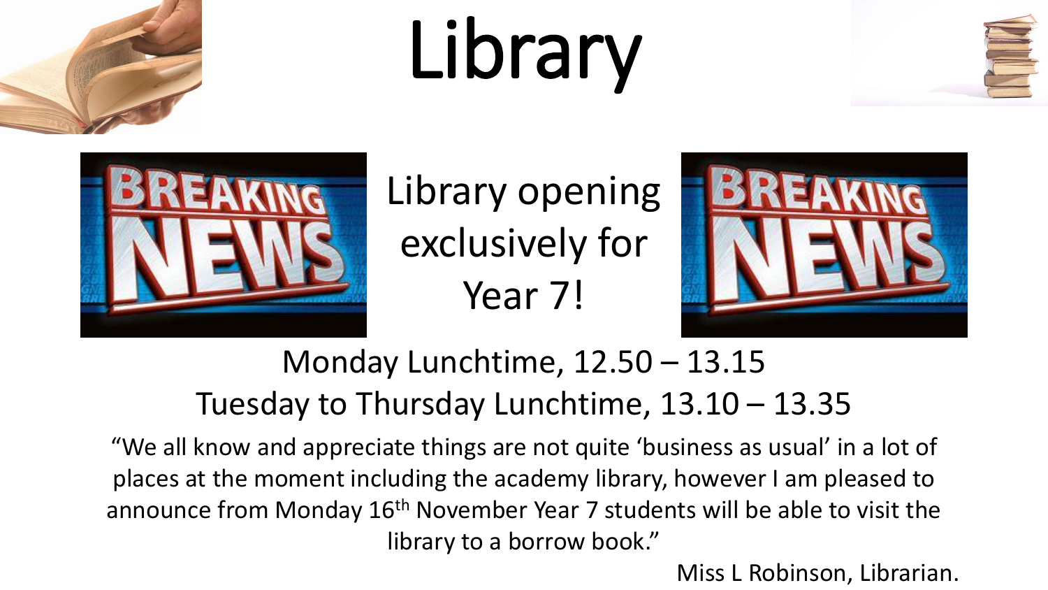# Library

## Library opening exclusively for Year 7!

Monday Lunchtime, 12.50 – 13.15

Tuesday to Thursday Lunchtime, 13.10 – 13.35

"We all know and appreciate things are not quite 'business as usual' in a lot of places at the moment including the academy library, however I am pleased to announce from Monday 16th November Year 7 students will be able to visit the library to a borrow book."

Miss L Robinson, Librarian.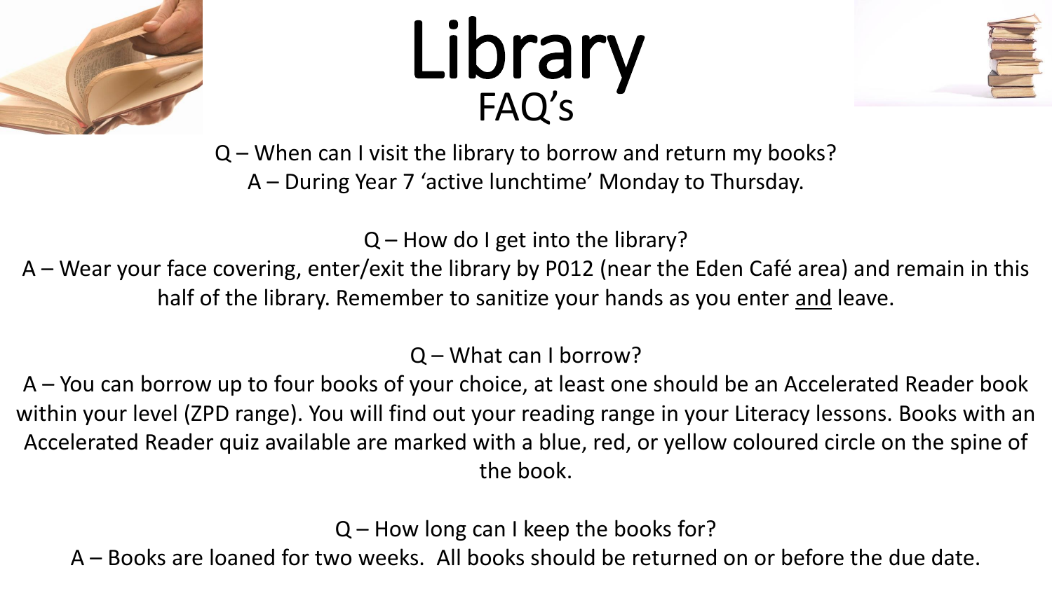# Library
## FAQ's

Q – When can I visit the library to borrow and return my books?
A – During Year 7 'active lunchtime' Monday to Thursday.

Q – How do I get into the library?
A – Wear your face covering, enter/exit the library by P012 (near the Eden Café area) and remain in this half of the library. Remember to sanitize your hands as you enter <u>and</u> leave.

Q – What can I borrow?
A – You can borrow up to four books of your choice, at least one should be an Accelerated Reader book within your level (ZPD range). You will find out your reading range in your Literacy lessons. Books with an Accelerated Reader quiz available are marked with a blue, red, or yellow coloured circle on the spine of the book.

Q – How long can I keep the books for?
A – Books are loaned for two weeks. All books should be returned on or before the due date.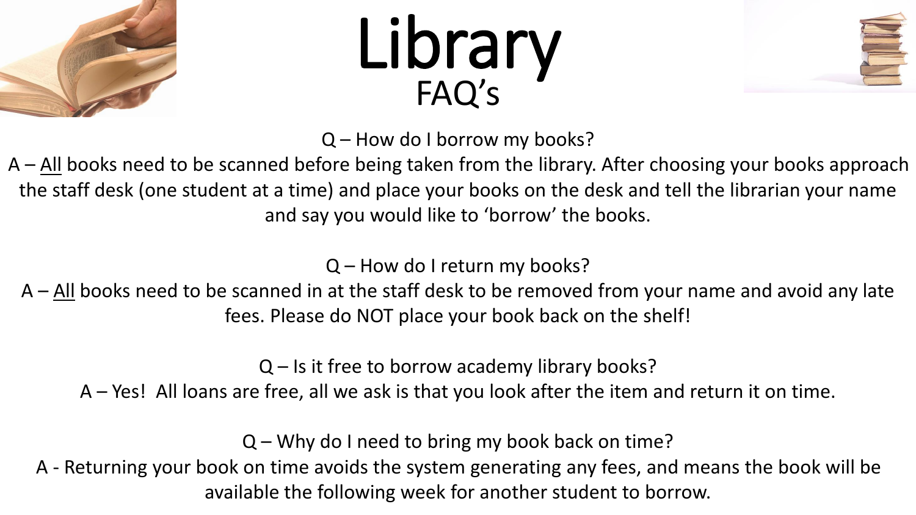# Library

## FAQ’s

Q – How do I borrow my books?

A – <u>All</u> books need to be scanned before being taken from the library. After choosing your books approach the staff desk (one student at a time) and place your books on the desk and tell the librarian your name and say you would like to ‘borrow’ the books.

Q – How do I return my books?

A – <u>All</u> books need to be scanned in at the staff desk to be removed from your name and avoid any late fees. Please do NOT place your book back on the shelf!

Q – Is it free to borrow academy library books?

A – Yes! All loans are free, all we ask is that you look after the item and return it on time.

Q – Why do I need to bring my book back on time?

A - Returning your book on time avoids the system generating any fees, and means the book will be available the following week for another student to borrow.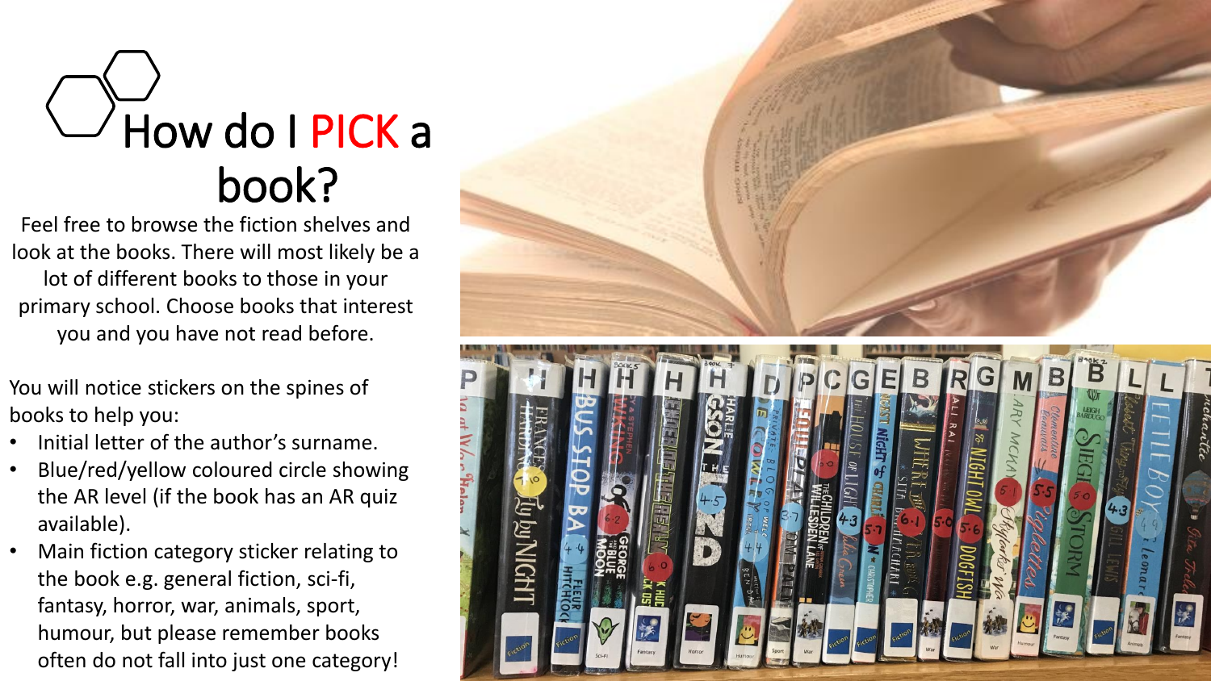# How do I PICK a book?

Feel free to browse the fiction shelves and look at the books. There will most likely be a lot of different books to those in your primary school. Choose books that interest you and you have not read before.

You will notice stickers on the spines of books to help you:

- Initial letter of the author's surname.
- Blue/red/yellow coloured circle showing the AR level (if the book has an AR quiz available).
- Main fiction category sticker relating to the book e.g. general fiction, sci-fi, fantasy, horror, war, animals, sport, humour, but please remember books often do not fall into just one category!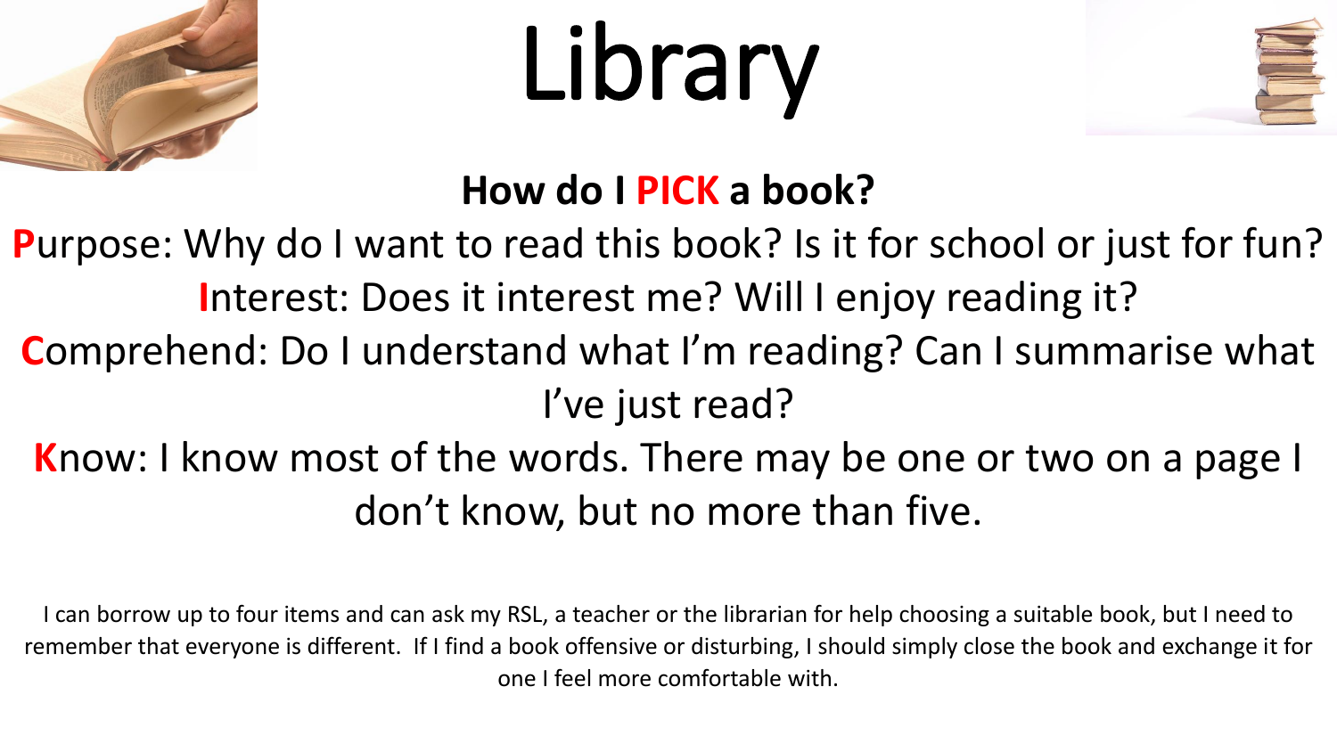# Library

## How do I PICK a book?

**P**urpose: Why do I want to read this book? Is it for school or just for fun?

**I**nterest: Does it interest me? Will I enjoy reading it?

**C**omprehend: Do I understand what I'm reading? Can I summarise what I've just read?

**K**now: I know most of the words. There may be one or two on a page I don't know, but no more than five.

I can borrow up to four items and can ask my RSL, a teacher or the librarian for help choosing a suitable book, but I need to remember that everyone is different. If I find a book offensive or disturbing, I should simply close the book and exchange it for one I feel more comfortable with.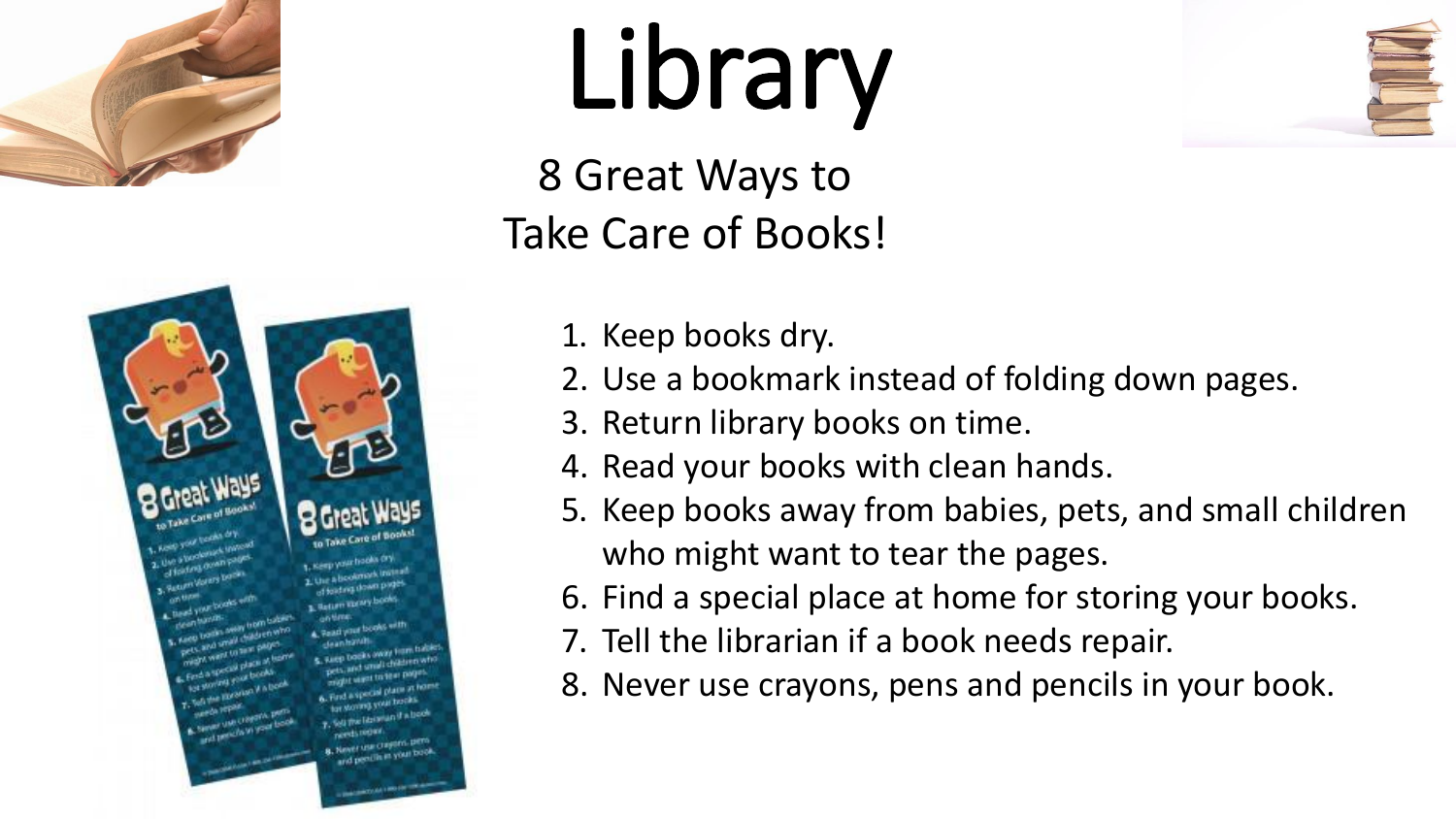# Library

## 8 Great Ways to Take Care of Books!

1. Keep books dry.
2. Use a bookmark instead of folding down pages.
3. Return library books on time.
4. Read your books with clean hands.
5. Keep books away from babies, pets, and small children who might want to tear the pages.
6. Find a special place at home for storing your books.
7. Tell the librarian if a book needs repair.
8. Never use crayons, pens and pencils in your book.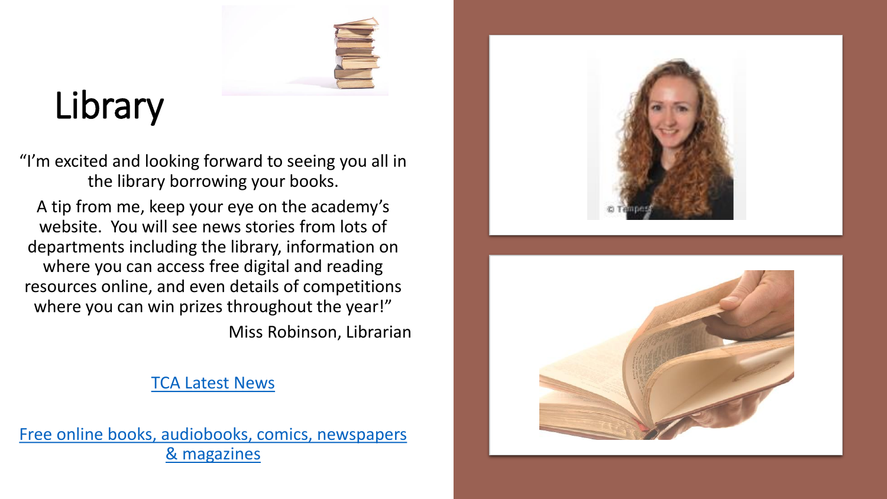# Library

"I'm excited and looking forward to seeing you all in the library borrowing your books.

A tip from me, keep your eye on the academy's website. You will see news stories from lots of departments including the library, information on where you can access free digital and reading resources online, and even details of competitions where you can win prizes throughout the year!"

Miss Robinson, Librarian

TCA Latest News

Free online books, audiobooks, comics, newspapers & magazines